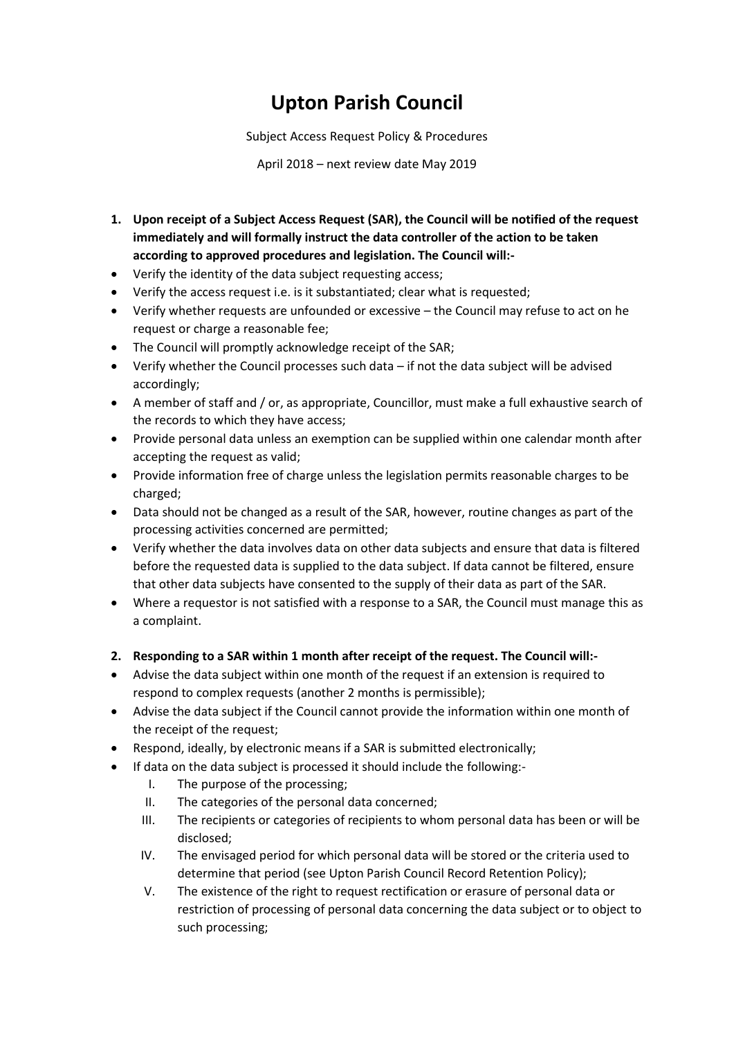# Upton Parish Council

Subject Access Request Policy & Procedures

April 2018 – next review date May 2019

1. **Upon receipt of a Subject Access Request (SAR), the Council will be notified of the request immediately and will formally instruct the data controller of the action to be taken according to approved procedures and legislation. The Council will:-**

- Verify the identity of the data subject requesting access;
- Verify the access request i.e. is it substantiated; clear what is requested;
- Verify whether requests are unfounded or excessive – the Council may refuse to act on he request or charge a reasonable fee;
- The Council will promptly acknowledge receipt of the SAR;
- Verify whether the Council processes such data – if not the data subject will be advised accordingly;
- A member of staff and / or, as appropriate, Councillor, must make a full exhaustive search of the records to which they have access;
- Provide personal data unless an exemption can be supplied within one calendar month after accepting the request as valid;
- Provide information free of charge unless the legislation permits reasonable charges to be charged;
- Data should not be changed as a result of the SAR, however, routine changes as part of the processing activities concerned are permitted;
- Verify whether the data involves data on other data subjects and ensure that data is filtered before the requested data is supplied to the data subject. If data cannot be filtered, ensure that other data subjects have consented to the supply of their data as part of the SAR.
- Where a requestor is not satisfied with a response to a SAR, the Council must manage this as a complaint.

2. **Responding to a SAR within 1 month after receipt of the request. The Council will:-**

- Advise the data subject within one month of the request if an extension is required to respond to complex requests (another 2 months is permissible);
- Advise the data subject if the Council cannot provide the information within one month of the receipt of the request;
- Respond, ideally, by electronic means if a SAR is submitted electronically;
- If data on the data subject is processed it should include the following:-
    - I. The purpose of the processing;
    - II. The categories of the personal data concerned;
    - III. The recipients or categories of recipients to whom personal data has been or will be disclosed;
    - IV. The envisaged period for which personal data will be stored or the criteria used to determine that period (see Upton Parish Council Record Retention Policy);
    - V. The existence of the right to request rectification or erasure of personal data or restriction of processing of personal data concerning the data subject or to object to such processing;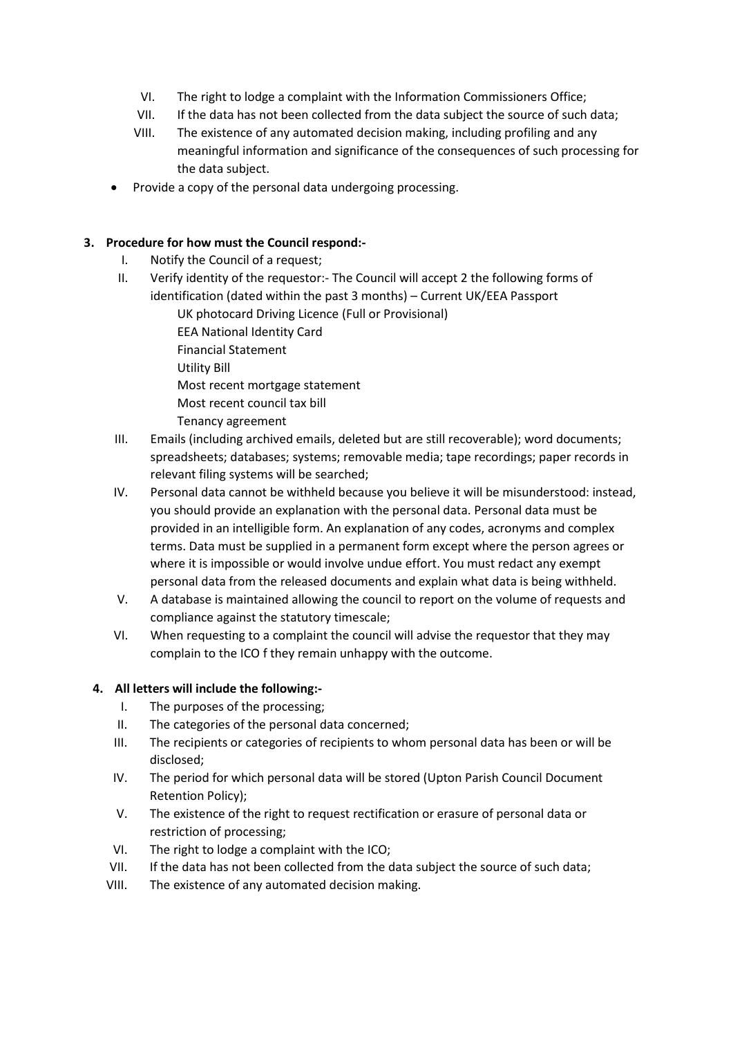VI. The right to lodge a complaint with the Information Commissioners Office;
VII. If the data has not been collected from the data subject the source of such data;
VIII. The existence of any automated decision making, including profiling and any meaningful information and significance of the consequences of such processing for the data subject.

- Provide a copy of the personal data undergoing processing.

**3. Procedure for how must the Council respond:-**

I. Notify the Council of a request;
II. Verify identity of the requestor:- The Council will accept 2 the following forms of identification (dated within the past 3 months) – Current UK/EEA Passport
   UK photocard Driving Licence (Full or Provisional)
   EEA National Identity Card
   Financial Statement
   Utility Bill
   Most recent mortgage statement
   Most recent council tax bill
   Tenancy agreement
III. Emails (including archived emails, deleted but are still recoverable); word documents; spreadsheets; databases; systems; removable media; tape recordings; paper records in relevant filing systems will be searched;
IV. Personal data cannot be withheld because you believe it will be misunderstood: instead, you should provide an explanation with the personal data. Personal data must be provided in an intelligible form. An explanation of any codes, acronyms and complex terms. Data must be supplied in a permanent form except where the person agrees or where it is impossible or would involve undue effort. You must redact any exempt personal data from the released documents and explain what data is being withheld.
V. A database is maintained allowing the council to report on the volume of requests and compliance against the statutory timescale;
VI. When requesting to a complaint the council will advise the requestor that they may complain to the ICO f they remain unhappy with the outcome.

**4. All letters will include the following:-**

I. The purposes of the processing;
II. The categories of the personal data concerned;
III. The recipients or categories of recipients to whom personal data has been or will be disclosed;
IV. The period for which personal data will be stored (Upton Parish Council Document Retention Policy);
V. The existence of the right to request rectification or erasure of personal data or restriction of processing;
VI. The right to lodge a complaint with the ICO;
VII. If the data has not been collected from the data subject the source of such data;
VIII. The existence of any automated decision making.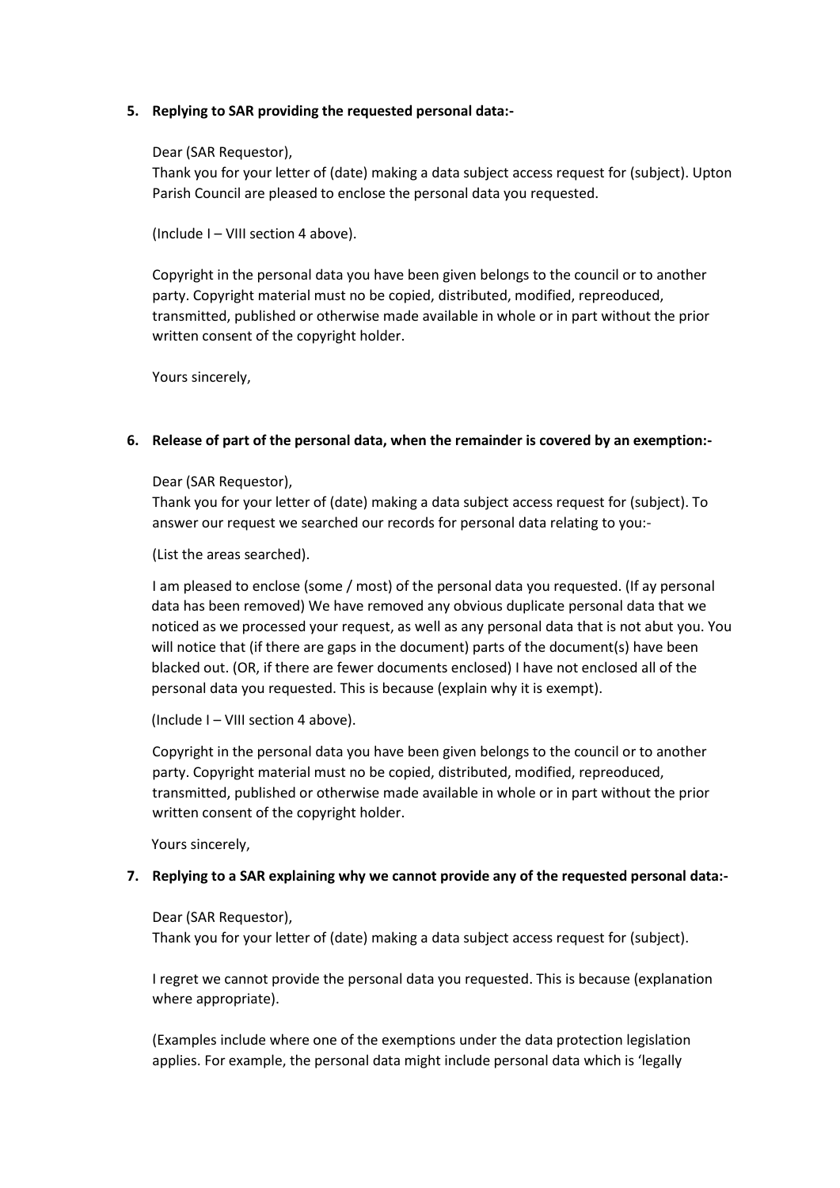5. **Replying to SAR providing the requested personal data:-**

   Dear (SAR Requestor),
   Thank you for your letter of (date) making a data subject access request for (subject). Upton Parish Council are pleased to enclose the personal data you requested.

   (Include I – VIII section 4 above).

   Copyright in the personal data you have been given belongs to the council or to another party. Copyright material must no be copied, distributed, modified, repreoduced, transmitted, published or otherwise made available in whole or in part without the prior written consent of the copyright holder.

   Yours sincerely,

6. **Release of part of the personal data, when the remainder is covered by an exemption:-**

   Dear (SAR Requestor),
   Thank you for your letter of (date) making a data subject access request for (subject). To answer our request we searched our records for personal data relating to you:-

   (List the areas searched).

   I am pleased to enclose (some / most) of the personal data you requested. (If ay personal data has been removed) We have removed any obvious duplicate personal data that we noticed as we processed your request, as well as any personal data that is not abut you. You will notice that (if there are gaps in the document) parts of the document(s) have been blacked out. (OR, if there are fewer documents enclosed) I have not enclosed all of the personal data you requested. This is because (explain why it is exempt).

   (Include I – VIII section 4 above).

   Copyright in the personal data you have been given belongs to the council or to another party. Copyright material must no be copied, distributed, modified, repreoduced, transmitted, published or otherwise made available in whole or in part without the prior written consent of the copyright holder.

   Yours sincerely,

7. **Replying to a SAR explaining why we cannot provide any of the requested personal data:-**

   Dear (SAR Requestor),
   Thank you for your letter of (date) making a data subject access request for (subject).

   I regret we cannot provide the personal data you requested. This is because (explanation where appropriate).

   (Examples include where one of the exemptions under the data protection legislation applies. For example, the personal data might include personal data which is 'legally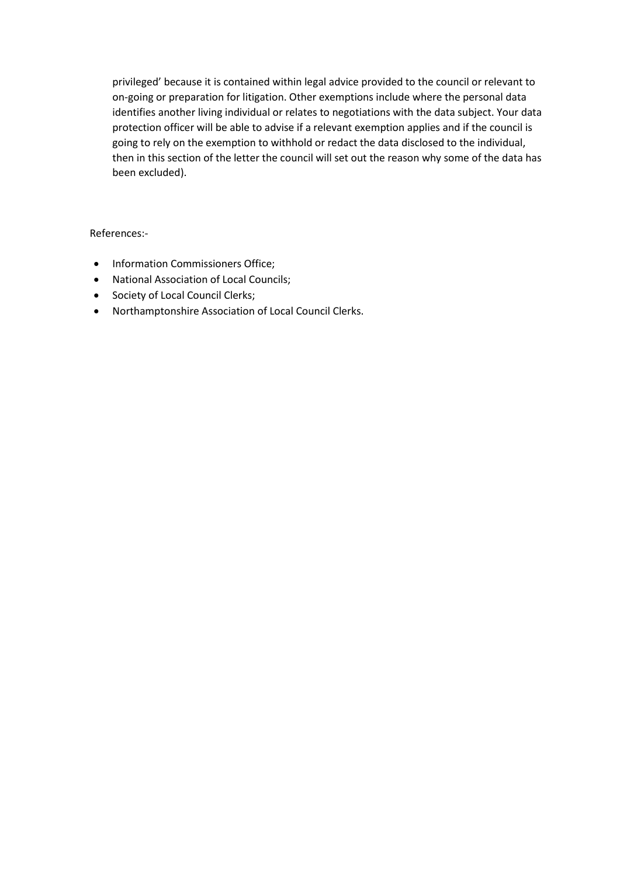privileged' because it is contained within legal advice provided to the council or relevant to on-going or preparation for litigation. Other exemptions include where the personal data identifies another living individual or relates to negotiations with the data subject. Your data protection officer will be able to advise if a relevant exemption applies and if the council is going to rely on the exemption to withhold or redact the data disclosed to the individual, then in this section of the letter the council will set out the reason why some of the data has been excluded).

References:-

- Information Commissioners Office;
- National Association of Local Councils;
- Society of Local Council Clerks;
- Northamptonshire Association of Local Council Clerks.